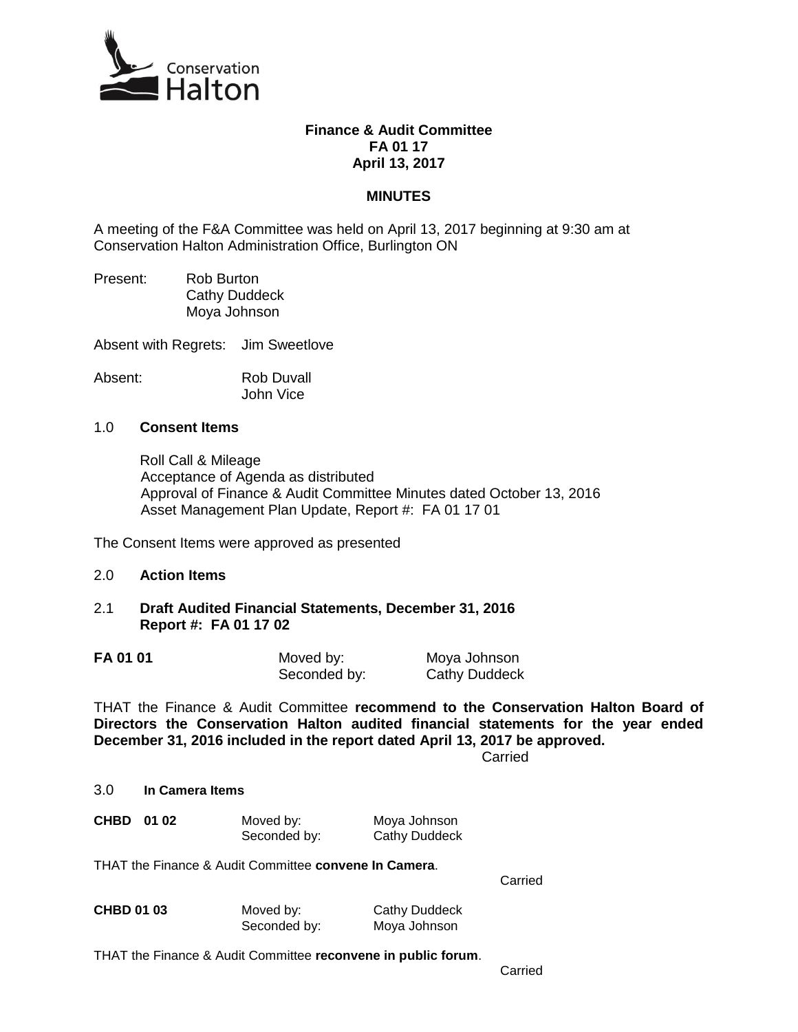Conservation Halton

**Finance & Audit Committee**
**FA 01 17**
**April 13, 2017**

**MINUTES**

A meeting of the F&A Committee was held on April 13, 2017 beginning at 9:30 am at Conservation Halton Administration Office, Burlington ON

Present: Rob Burton
Cathy Duddeck
Moya Johnson

Absent with Regrets: Jim Sweetlove

Absent: Rob Duvall
John Vice

1.0 **Consent Items**

Roll Call & Mileage
Acceptance of Agenda as distributed
Approval of Finance & Audit Committee Minutes dated October 13, 2016
Asset Management Plan Update, Report #: FA 01 17 01

The Consent Items were approved as presented

2.0 **Action Items**

2.1 **Draft Audited Financial Statements, December 31, 2016**
**Report #: FA 01 17 02**

**FA 01 01** Moved by: Moya Johnson
Seconded by: Cathy Duddeck

THAT the Finance & Audit Committee **recommend to the Conservation Halton Board of Directors the Conservation Halton audited financial statements for the year ended December 31, 2016 included in the report dated April 13, 2017 be approved.**

Carried

3.0 **In Camera Items**

**CHBD 01 02** Moved by: Moya Johnson
Seconded by: Cathy Duddeck

THAT the Finance & Audit Committee **convene In Camera**.

Carried

**CHBD 01 03** Moved by: Cathy Duddeck
Seconded by: Moya Johnson

THAT the Finance & Audit Committee **reconvene in public forum**.

Carried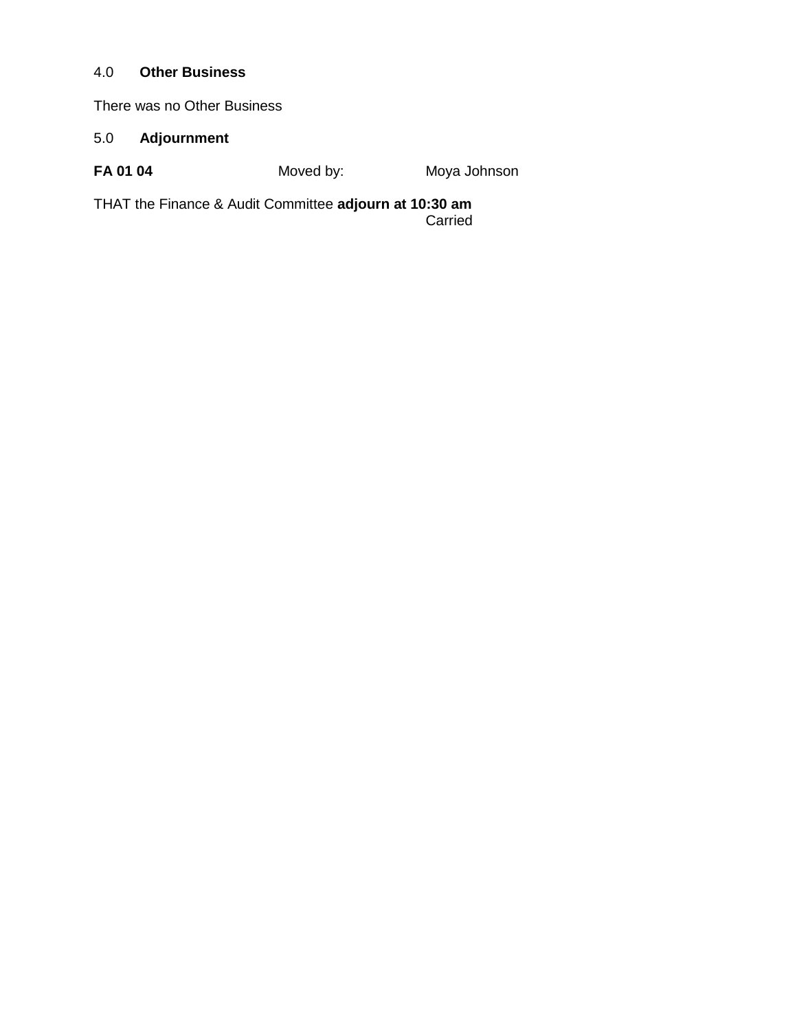## 4.0 **Other Business**

There was no Other Business

## 5.0 **Adjournment**

**FA 01 04** Moved by: Moya Johnson

THAT the Finance & Audit Committee **adjourn at 10:30 am**

Carried